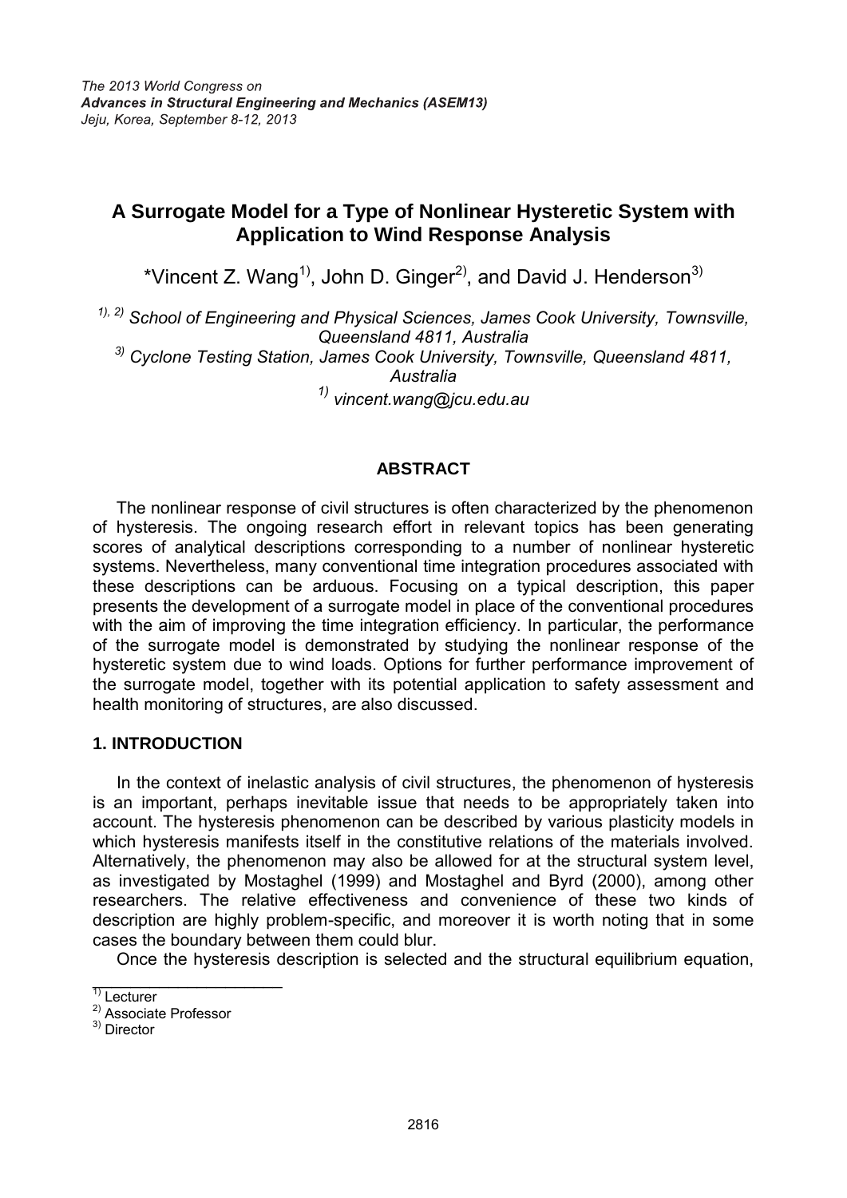*The 2013 World Congress on*
***Advances in Structural Engineering and Mechanics (ASEM13)***
*Jeju, Korea, September 8-12, 2013*

# A Surrogate Model for a Type of Nonlinear Hysteretic System with Application to Wind Response Analysis

\*Vincent Z. Wang[1)], John D. Ginger[2)], and David J. Henderson[3)]

*[1), 2)] School of Engineering and Physical Sciences, James Cook University, Townsville, Queensland 4811, Australia*
*[3)] Cyclone Testing Station, James Cook University, Townsville, Queensland 4811, Australia*
*[1)] vincent.wang@jcu.edu.au*

## ABSTRACT

The nonlinear response of civil structures is often characterized by the phenomenon of hysteresis. The ongoing research effort in relevant topics has been generating scores of analytical descriptions corresponding to a number of nonlinear hysteretic systems. Nevertheless, many conventional time integration procedures associated with these descriptions can be arduous. Focusing on a typical description, this paper presents the development of a surrogate model in place of the conventional procedures with the aim of improving the time integration efficiency. In particular, the performance of the surrogate model is demonstrated by studying the nonlinear response of the hysteretic system due to wind loads. Options for further performance improvement of the surrogate model, together with its potential application to safety assessment and health monitoring of structures, are also discussed.

## 1. INTRODUCTION

In the context of inelastic analysis of civil structures, the phenomenon of hysteresis is an important, perhaps inevitable issue that needs to be appropriately taken into account. The hysteresis phenomenon can be described by various plasticity models in which hysteresis manifests itself in the constitutive relations of the materials involved. Alternatively, the phenomenon may also be allowed for at the structural system level, as investigated by Mostaghel (1999) and Mostaghel and Byrd (2000), among other researchers. The relative effectiveness and convenience of these two kinds of description are highly problem-specific, and moreover it is worth noting that in some cases the boundary between them could blur.

Once the hysteresis description is selected and the structural equilibrium equation,

---

[1)] Lecturer
[2)] Associate Professor
[3)] Director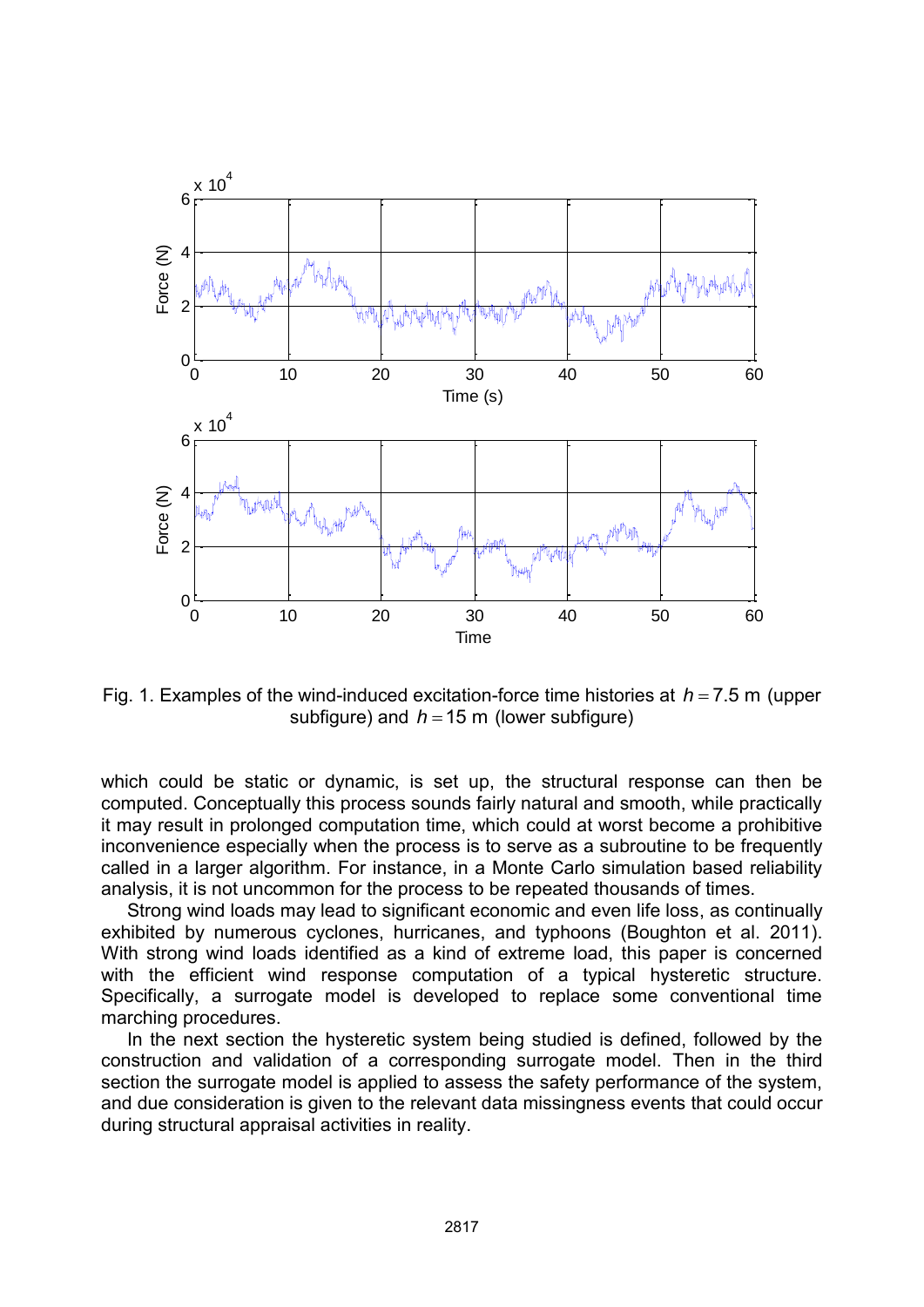Fig. 1. Examples of the wind-induced excitation-force time histories at $h = 7.5$ m (upper subfigure) and $h = 15$ m (lower subfigure)

which could be static or dynamic, is set up, the structural response can then be computed. Conceptually this process sounds fairly natural and smooth, while practically it may result in prolonged computation time, which could at worst become a prohibitive inconvenience especially when the process is to serve as a subroutine to be frequently called in a larger algorithm. For instance, in a Monte Carlo simulation based reliability analysis, it is not uncommon for the process to be repeated thousands of times.

Strong wind loads may lead to significant economic and even life loss, as continually exhibited by numerous cyclones, hurricanes, and typhoons (Boughton et al. 2011). With strong wind loads identified as a kind of extreme load, this paper is concerned with the efficient wind response computation of a typical hysteretic structure. Specifically, a surrogate model is developed to replace some conventional time marching procedures.

In the next section the hysteretic system being studied is defined, followed by the construction and validation of a corresponding surrogate model. Then in the third section the surrogate model is applied to assess the safety performance of the system, and due consideration is given to the relevant data missingness events that could occur during structural appraisal activities in reality.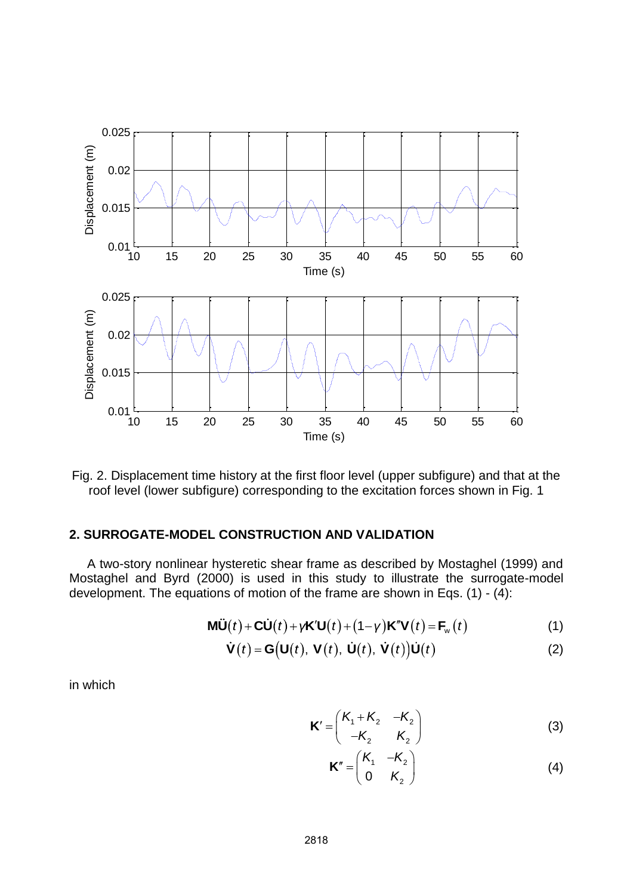Fig. 2. Displacement time history at the first floor level (upper subfigure) and that at the roof level (lower subfigure) corresponding to the excitation forces shown in Fig. 1

## 2. SURROGATE-MODEL CONSTRUCTION AND VALIDATION

A two-story nonlinear hysteretic shear frame as described by Mostaghel (1999) and Mostaghel and Byrd (2000) is used in this study to illustrate the surrogate-model development. The equations of motion of the frame are shown in Eqs. (1) - (4):

$$\mathbf{M}\ddot{\mathbf{U}}(t) + \mathbf{C}\dot{\mathbf{U}}(t) + \gamma\mathbf{K}'\mathbf{U}(t) + (1-\gamma)\mathbf{K}''\mathbf{V}(t) = \mathbf{F}_w(t) \tag{1}$$

$$\dot{\mathbf{V}}(t) = \mathbf{G}\left(\mathbf{U}(t),\ \mathbf{V}(t),\ \dot{\mathbf{U}}(t),\ \dot{\mathbf{V}}(t)\right)\dot{\mathbf{U}}(t) \tag{2}$$

in which

$$\mathbf{K}' = \begin{pmatrix} K_1 + K_2 & -K_2 \\ -K_2 & K_2 \end{pmatrix} \tag{3}$$

$$\mathbf{K}'' = \begin{pmatrix} K_1 & -K_2 \\ 0 & K_2 \end{pmatrix} \tag{4}$$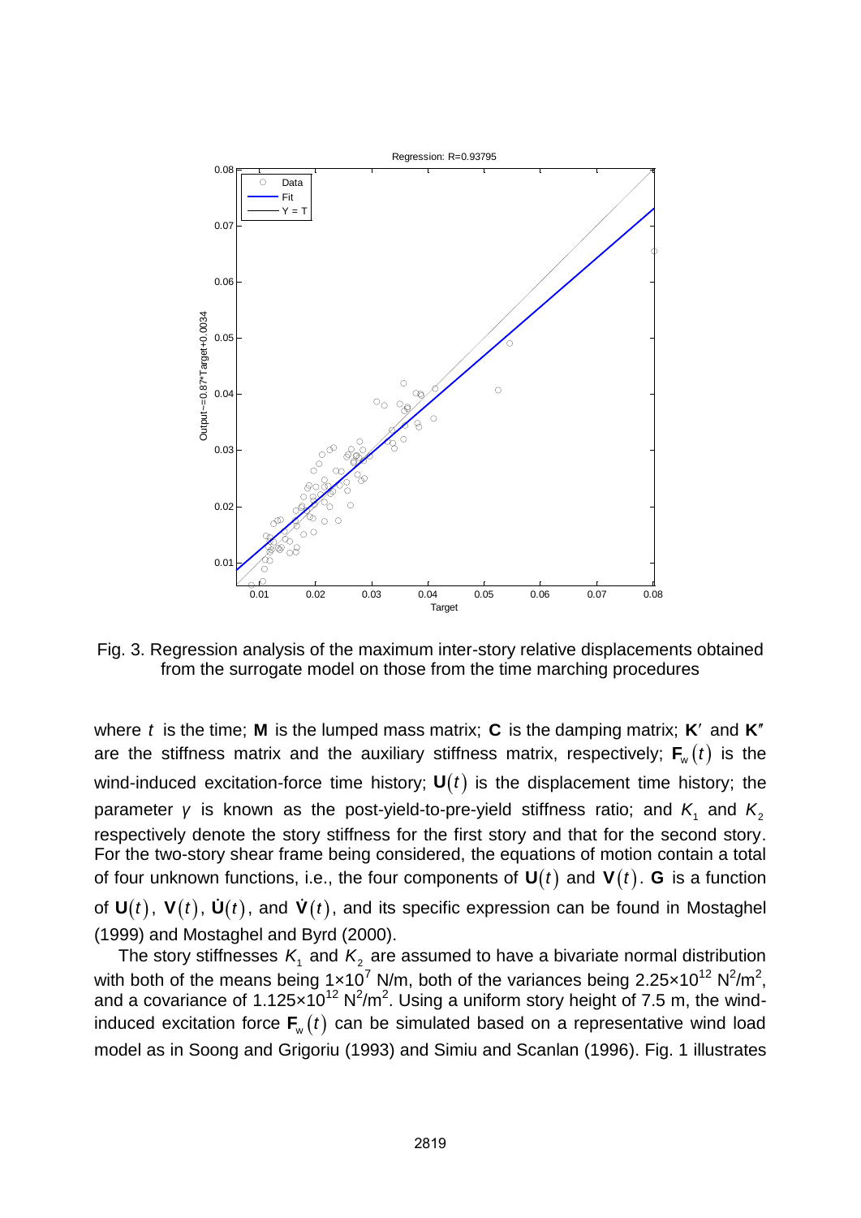Fig. 3. Regression analysis of the maximum inter-story relative displacements obtained from the surrogate model on those from the time marching procedures

where $t$ is the time; $\mathbf{M}$ is the lumped mass matrix; $\mathbf{C}$ is the damping matrix; $\mathbf{K}'$ and $\mathbf{K}''$ are the stiffness matrix and the auxiliary stiffness matrix, respectively; $\mathbf{F}_w(t)$ is the wind-induced excitation-force time history; $\mathbf{U}(t)$ is the displacement time history; the parameter $\gamma$ is known as the post-yield-to-pre-yield stiffness ratio; and $K_1$ and $K_2$ respectively denote the story stiffness for the first story and that for the second story. For the two-story shear frame being considered, the equations of motion contain a total of four unknown functions, i.e., the four components of $\mathbf{U}(t)$ and $\mathbf{V}(t)$. $\mathbf{G}$ is a function of $\mathbf{U}(t)$, $\mathbf{V}(t)$, $\dot{\mathbf{U}}(t)$, and $\dot{\mathbf{V}}(t)$, and its specific expression can be found in Mostaghel (1999) and Mostaghel and Byrd (2000).

The story stiffnesses $K_1$ and $K_2$ are assumed to have a bivariate normal distribution with both of the means being $1\times10^7$ N/m, both of the variances being $2.25\times10^{12}$ N$^2$/m$^2$, and a covariance of $1.125\times10^{12}$ N$^2$/m$^2$. Using a uniform story height of 7.5 m, the wind-induced excitation force $\mathbf{F}_w(t)$ can be simulated based on a representative wind load model as in Soong and Grigoriu (1993) and Simiu and Scanlan (1996). Fig. 1 illustrates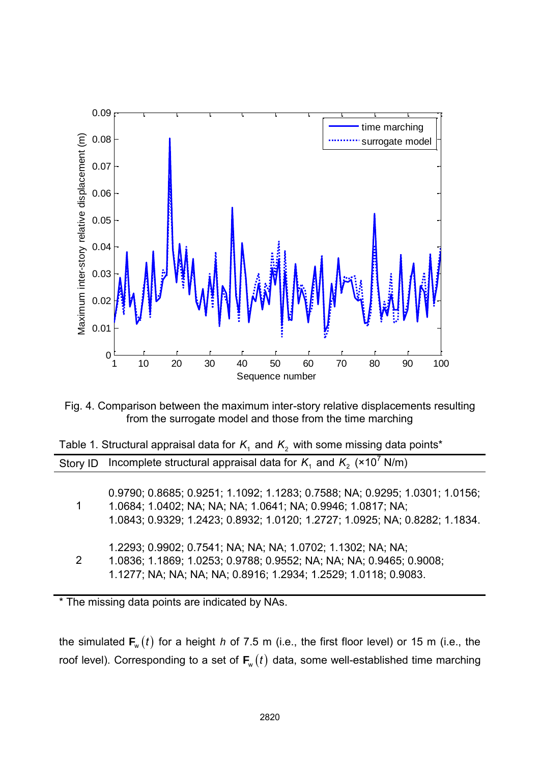Fig. 4. Comparison between the maximum inter-story relative displacements resulting from the surrogate model and those from the time marching

Table 1. Structural appraisal data for $K_1$ and $K_2$ with some missing data points*

| Story ID | Incomplete structural appraisal data for $K_1$ and $K_2$ ($\times 10^7$ N/m) |
|---|---|
| 1 | 0.9790; 0.8685; 0.9251; 1.1092; 1.1283; 0.7588; NA; 0.9295; 1.0301; 1.0156; 1.0684; 1.0402; NA; NA; NA; 1.0641; NA; 0.9946; 1.0817; NA; 1.0843; 0.9329; 1.2423; 0.8932; 1.0120; 1.2727; 1.0925; NA; 0.8282; 1.1834. |
| 2 | 1.2293; 0.9902; 0.7541; NA; NA; NA; 1.0702; 1.1302; NA; NA; 1.0836; 1.1869; 1.0253; 0.9788; 0.9552; NA; NA; NA; 0.9465; 0.9008; 1.1277; NA; NA; NA; NA; 0.8916; 1.2934; 1.2529; 1.0118; 0.9083. |

\* The missing data points are indicated by NAs.

the simulated $\mathbf{F}_w(t)$ for a height $h$ of 7.5 m (i.e., the first floor level) or 15 m (i.e., the roof level). Corresponding to a set of $\mathbf{F}_w(t)$ data, some well-established time marching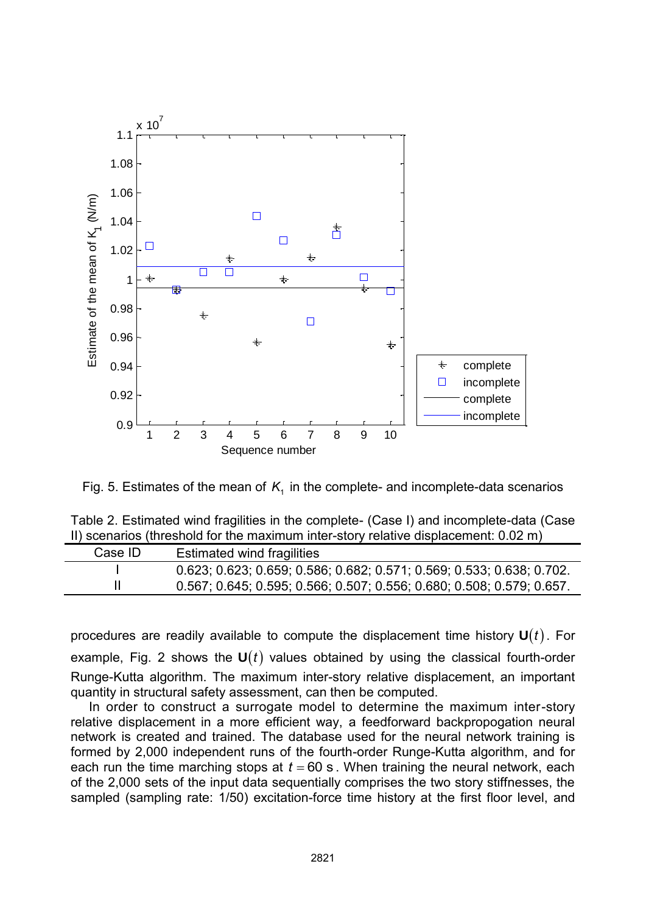Fig. 5. Estimates of the mean of $K_1$ in the complete- and incomplete-data scenarios

Table 2. Estimated wind fragilities in the complete- (Case I) and incomplete-data (Case II) scenarios (threshold for the maximum inter-story relative displacement: 0.02 m)

| Case ID | Estimated wind fragilities |
|---|---|
| I | 0.623; 0.623; 0.659; 0.586; 0.682; 0.571; 0.569; 0.533; 0.638; 0.702. |
| II | 0.567; 0.645; 0.595; 0.566; 0.507; 0.556; 0.680; 0.508; 0.579; 0.657. |

procedures are readily available to compute the displacement time history $\mathbf{U}(t)$. For example, Fig. 2 shows the $\mathbf{U}(t)$ values obtained by using the classical fourth-order Runge-Kutta algorithm. The maximum inter-story relative displacement, an important quantity in structural safety assessment, can then be computed.

In order to construct a surrogate model to determine the maximum inter-story relative displacement in a more efficient way, a feedforward backpropogation neural network is created and trained. The database used for the neural network training is formed by 2,000 independent runs of the fourth-order Runge-Kutta algorithm, and for each run the time marching stops at $t = 60$ s. When training the neural network, each of the 2,000 sets of the input data sequentially comprises the two story stiffnesses, the sampled (sampling rate: 1/50) excitation-force time history at the first floor level, and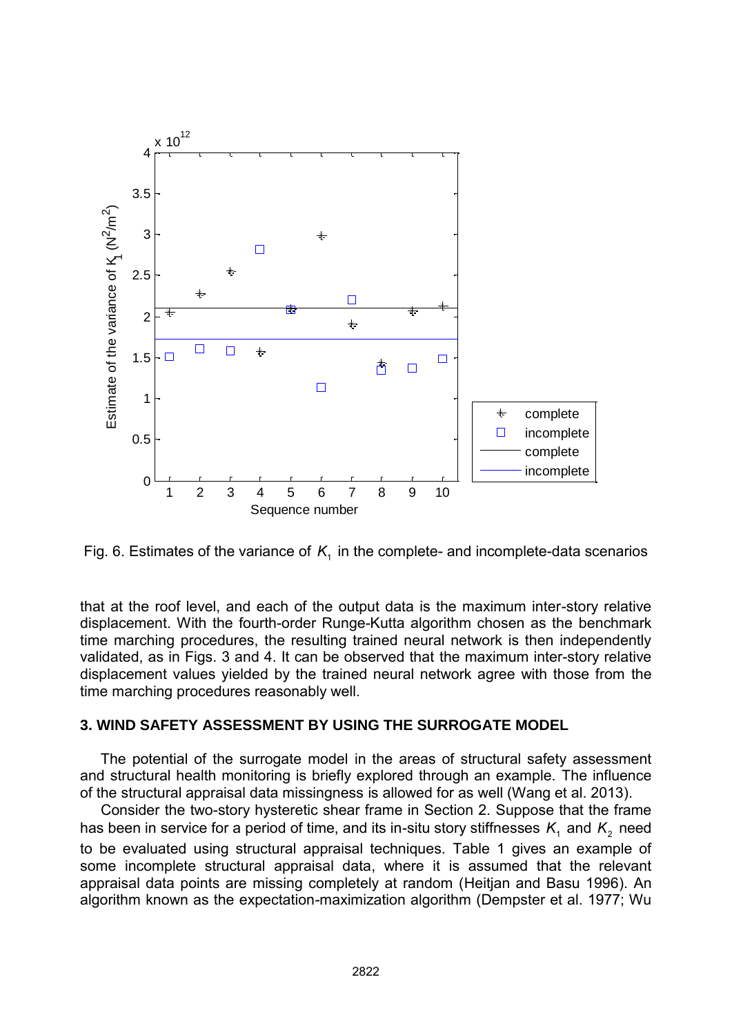Fig. 6. Estimates of the variance of $K_1$ in the complete- and incomplete-data scenarios

that at the roof level, and each of the output data is the maximum inter-story relative displacement. With the fourth-order Runge-Kutta algorithm chosen as the benchmark time marching procedures, the resulting trained neural network is then independently validated, as in Figs. 3 and 4. It can be observed that the maximum inter-story relative displacement values yielded by the trained neural network agree with those from the time marching procedures reasonably well.

## 3. WIND SAFETY ASSESSMENT BY USING THE SURROGATE MODEL

The potential of the surrogate model in the areas of structural safety assessment and structural health monitoring is briefly explored through an example. The influence of the structural appraisal data missingness is allowed for as well (Wang et al. 2013).

Consider the two-story hysteretic shear frame in Section 2. Suppose that the frame has been in service for a period of time, and its in-situ story stiffnesses $K_1$ and $K_2$ need to be evaluated using structural appraisal techniques. Table 1 gives an example of some incomplete structural appraisal data, where it is assumed that the relevant appraisal data points are missing completely at random (Heitjan and Basu 1996). An algorithm known as the expectation-maximization algorithm (Dempster et al. 1977; Wu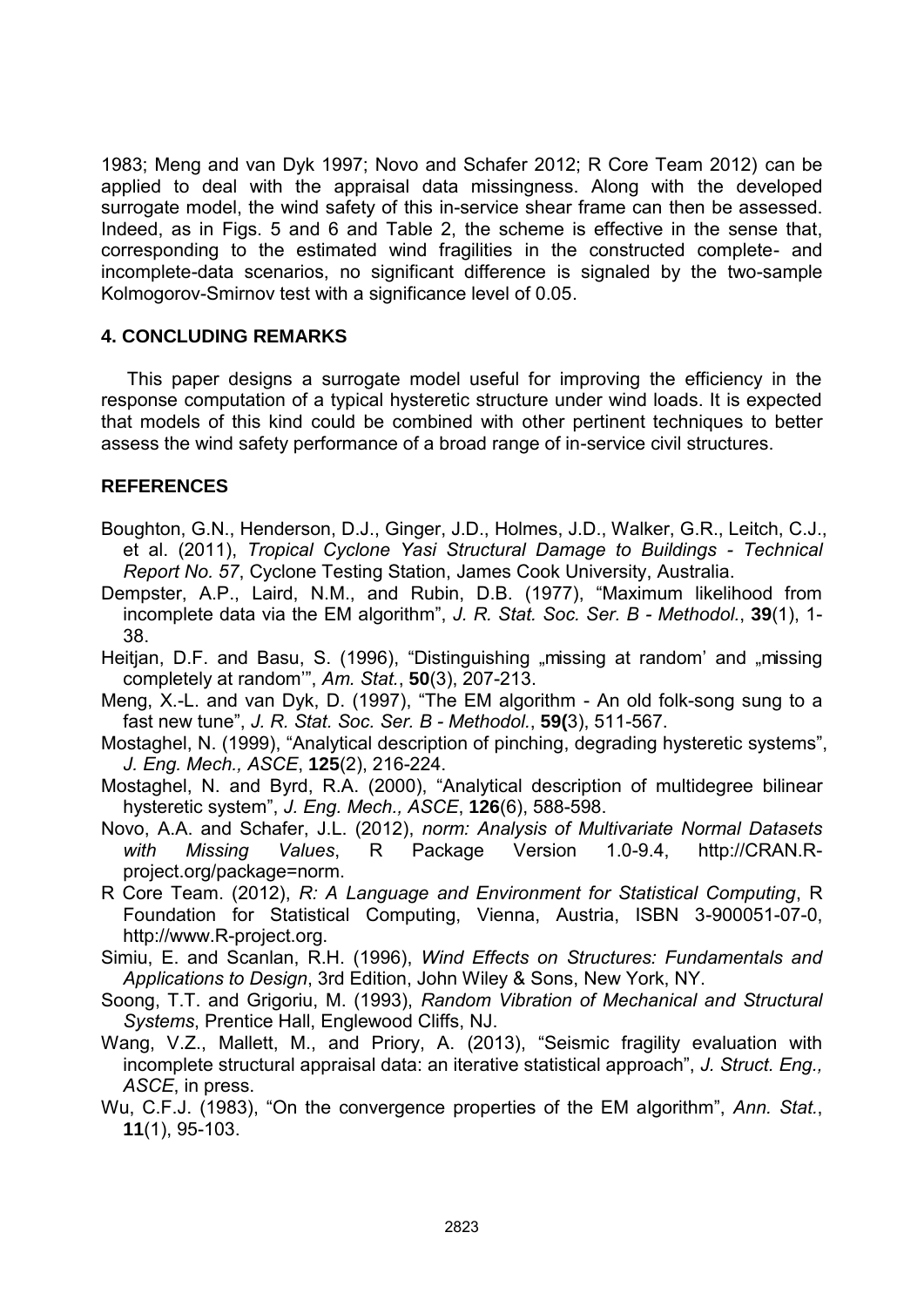1983; Meng and van Dyk 1997; Novo and Schafer 2012; R Core Team 2012) can be applied to deal with the appraisal data missingness. Along with the developed surrogate model, the wind safety of this in-service shear frame can then be assessed. Indeed, as in Figs. 5 and 6 and Table 2, the scheme is effective in the sense that, corresponding to the estimated wind fragilities in the constructed complete- and incomplete-data scenarios, no significant difference is signaled by the two-sample Kolmogorov-Smirnov test with a significance level of 0.05.

## 4. CONCLUDING REMARKS

This paper designs a surrogate model useful for improving the efficiency in the response computation of a typical hysteretic structure under wind loads. It is expected that models of this kind could be combined with other pertinent techniques to better assess the wind safety performance of a broad range of in-service civil structures.

## REFERENCES

Boughton, G.N., Henderson, D.J., Ginger, J.D., Holmes, J.D., Walker, G.R., Leitch, C.J., et al. (2011), *Tropical Cyclone Yasi Structural Damage to Buildings - Technical Report No. 57*, Cyclone Testing Station, James Cook University, Australia.

Dempster, A.P., Laird, N.M., and Rubin, D.B. (1977), "Maximum likelihood from incomplete data via the EM algorithm", *J. R. Stat. Soc. Ser. B - Methodol.*, **39**(1), 1-38.

Heitjan, D.F. and Basu, S. (1996), "Distinguishing „missing at random' and „missing completely at random'", *Am. Stat.*, **50**(3), 207-213.

Meng, X.-L. and van Dyk, D. (1997), "The EM algorithm - An old folk-song sung to a fast new tune", *J. R. Stat. Soc. Ser. B - Methodol.*, **59(**3), 511-567.

Mostaghel, N. (1999), "Analytical description of pinching, degrading hysteretic systems", *J. Eng. Mech., ASCE*, **125**(2), 216-224.

Mostaghel, N. and Byrd, R.A. (2000), "Analytical description of multidegree bilinear hysteretic system", *J. Eng. Mech., ASCE*, **126**(6), 588-598.

Novo, A.A. and Schafer, J.L. (2012), *norm: Analysis of Multivariate Normal Datasets with Missing Values*, R Package Version 1.0-9.4, http://CRAN.R-project.org/package=norm.

R Core Team. (2012), *R: A Language and Environment for Statistical Computing*, R Foundation for Statistical Computing, Vienna, Austria, ISBN 3-900051-07-0, http://www.R-project.org.

Simiu, E. and Scanlan, R.H. (1996), *Wind Effects on Structures: Fundamentals and Applications to Design*, 3rd Edition, John Wiley & Sons, New York, NY.

Soong, T.T. and Grigoriu, M. (1993), *Random Vibration of Mechanical and Structural Systems*, Prentice Hall, Englewood Cliffs, NJ.

Wang, V.Z., Mallett, M., and Priory, A. (2013), "Seismic fragility evaluation with incomplete structural appraisal data: an iterative statistical approach", *J. Struct. Eng., ASCE*, in press.

Wu, C.F.J. (1983), "On the convergence properties of the EM algorithm", *Ann. Stat.*, **11**(1), 95-103.